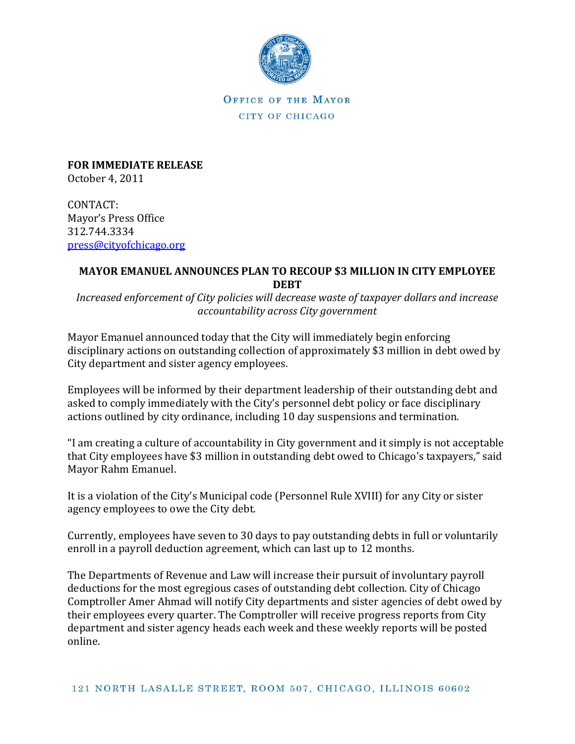OFFICE OF THE MAYOR

CITY OF CHICAGO

**FOR IMMEDIATE RELEASE**
October 4, 2011

CONTACT:
Mayor's Press Office
312.744.3334
press@cityofchicago.org

## MAYOR EMANUEL ANNOUNCES PLAN TO RECOUP $3 MILLION IN CITY EMPLOYEE DEBT

*Increased enforcement of City policies will decrease waste of taxpayer dollars and increase accountability across City government*

Mayor Emanuel announced today that the City will immediately begin enforcing disciplinary actions on outstanding collection of approximately $3 million in debt owed by City department and sister agency employees.

Employees will be informed by their department leadership of their outstanding debt and asked to comply immediately with the City's personnel debt policy or face disciplinary actions outlined by city ordinance, including 10 day suspensions and termination.

"I am creating a culture of accountability in City government and it simply is not acceptable that City employees have $3 million in outstanding debt owed to Chicago's taxpayers," said Mayor Rahm Emanuel.

It is a violation of the City's Municipal code (Personnel Rule XVIII) for any City or sister agency employees to owe the City debt.

Currently, employees have seven to 30 days to pay outstanding debts in full or voluntarily enroll in a payroll deduction agreement, which can last up to 12 months.

The Departments of Revenue and Law will increase their pursuit of involuntary payroll deductions for the most egregious cases of outstanding debt collection. City of Chicago Comptroller Amer Ahmad will notify City departments and sister agencies of debt owed by their employees every quarter. The Comptroller will receive progress reports from City department and sister agency heads each week and these weekly reports will be posted online.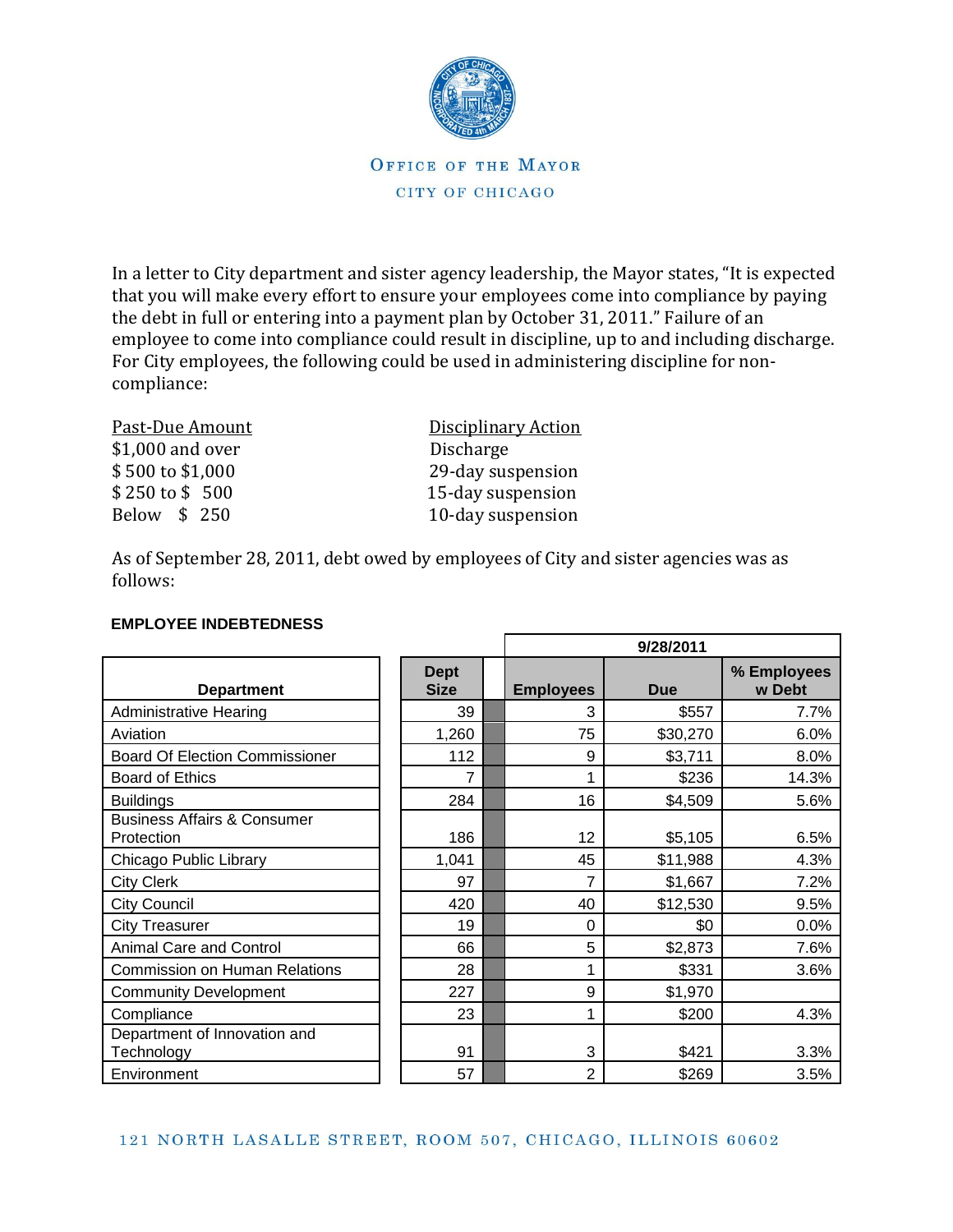OFFICE OF THE MAYOR

CITY OF CHICAGO

In a letter to City department and sister agency leadership, the Mayor states, "It is expected that you will make every effort to ensure your employees come into compliance by paying the debt in full or entering into a payment plan by October 31, 2011." Failure of an employee to come into compliance could result in discipline, up to and including discharge. For City employees, the following could be used in administering discipline for non-compliance:

| Past-Due Amount | Disciplinary Action |
|---|---|
| $1,000 and over | Discharge |
| $ 500 to $1,000 | 29-day suspension |
| $ 250 to $ 500 | 15-day suspension |
| Below $ 250 | 10-day suspension |

As of September 28, 2011, debt owed by employees of City and sister agencies was as follows:

**EMPLOYEE INDEBTEDNESS**

| | | 9/28/2011 | | |
|---|---|---|---|---|
| **Department** | **Dept Size** | **Employees** | **Due** | **% Employees w Debt** |
| Administrative Hearing | 39 | 3 | $557 | 7.7% |
| Aviation | 1,260 | 75 | $30,270 | 6.0% |
| Board Of Election Commissioner | 112 | 9 | $3,711 | 8.0% |
| Board of Ethics | 7 | 1 | $236 | 14.3% |
| Buildings | 284 | 16 | $4,509 | 5.6% |
| Business Affairs & Consumer Protection | 186 | 12 | $5,105 | 6.5% |
| Chicago Public Library | 1,041 | 45 | $11,988 | 4.3% |
| City Clerk | 97 | 7 | $1,667 | 7.2% |
| City Council | 420 | 40 | $12,530 | 9.5% |
| City Treasurer | 19 | 0 | $0 | 0.0% |
| Animal Care and Control | 66 | 5 | $2,873 | 7.6% |
| Commission on Human Relations | 28 | 1 | $331 | 3.6% |
| Community Development | 227 | 9 | $1,970 | |
| Compliance | 23 | 1 | $200 | 4.3% |
| Department of Innovation and Technology | 91 | 3 | $421 | 3.3% |
| Environment | 57 | 2 | $269 | 3.5% |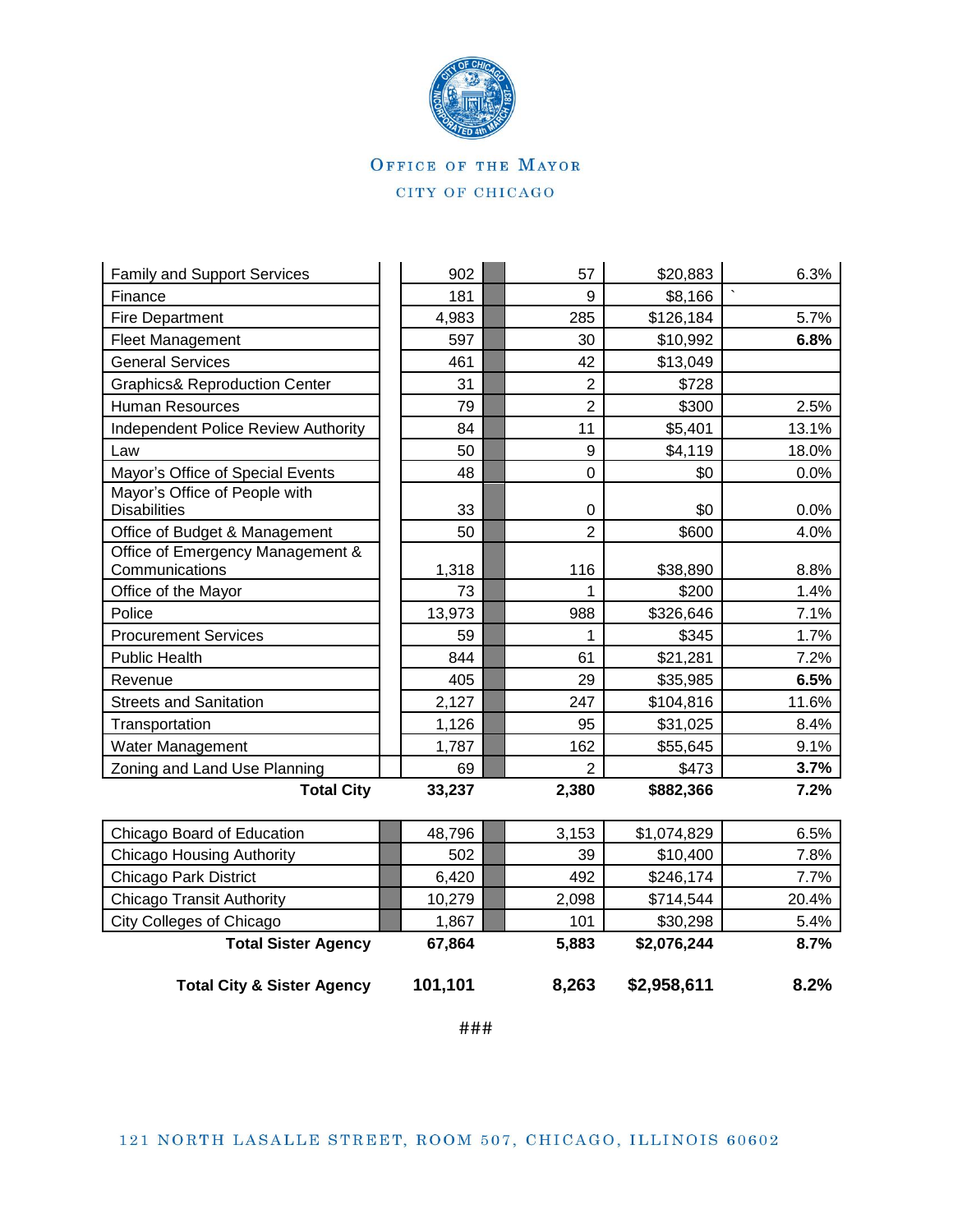OFFICE OF THE MAYOR

CITY OF CHICAGO

| | | | | |
|---|---|---|---|---|
| Family and Support Services | 902 | 57 | $20,883 | 6.3% |
| Finance | 181 | 9 | $8,166 | ` |
| Fire Department | 4,983 | 285 | $126,184 | 5.7% |
| Fleet Management | 597 | 30 | $10,992 | **6.8%** |
| General Services | 461 | 42 | $13,049 | |
| Graphics& Reproduction Center | 31 | 2 | $728 | |
| Human Resources | 79 | 2 | $300 | 2.5% |
| Independent Police Review Authority | 84 | 11 | $5,401 | 13.1% |
| Law | 50 | 9 | $4,119 | 18.0% |
| Mayor's Office of Special Events | 48 | 0 | $0 | 0.0% |
| Mayor's Office of People with Disabilities | 33 | 0 | $0 | 0.0% |
| Office of Budget & Management | 50 | 2 | $600 | 4.0% |
| Office of Emergency Management & Communications | 1,318 | 116 | $38,890 | 8.8% |
| Office of the Mayor | 73 | 1 | $200 | 1.4% |
| Police | 13,973 | 988 | $326,646 | 7.1% |
| Procurement Services | 59 | 1 | $345 | 1.7% |
| Public Health | 844 | 61 | $21,281 | 7.2% |
| Revenue | 405 | 29 | $35,985 | **6.5%** |
| Streets and Sanitation | 2,127 | 247 | $104,816 | 11.6% |
| Transportation | 1,126 | 95 | $31,025 | 8.4% |
| Water Management | 1,787 | 162 | $55,645 | 9.1% |
| Zoning and Land Use Planning | 69 | 2 | $473 | **3.7%** |
| **Total City** | **33,237** | **2,380** | **$882,366** | **7.2%** |

| | | | | |
|---|---|---|---|---|
| Chicago Board of Education | 48,796 | 3,153 | $1,074,829 | 6.5% |
| Chicago Housing Authority | 502 | 39 | $10,400 | 7.8% |
| Chicago Park District | 6,420 | 492 | $246,174 | 7.7% |
| Chicago Transit Authority | 10,279 | 2,098 | $714,544 | 20.4% |
| City Colleges of Chicago | 1,867 | 101 | $30,298 | 5.4% |
| **Total Sister Agency** | **67,864** | **5,883** | **$2,076,244** | **8.7%** |
| **Total City & Sister Agency** | **101,101** | **8,263** | **$2,958,611** | **8.2%** |

###

121 NORTH LASALLE STREET, ROOM 507, CHICAGO, ILLINOIS 60602